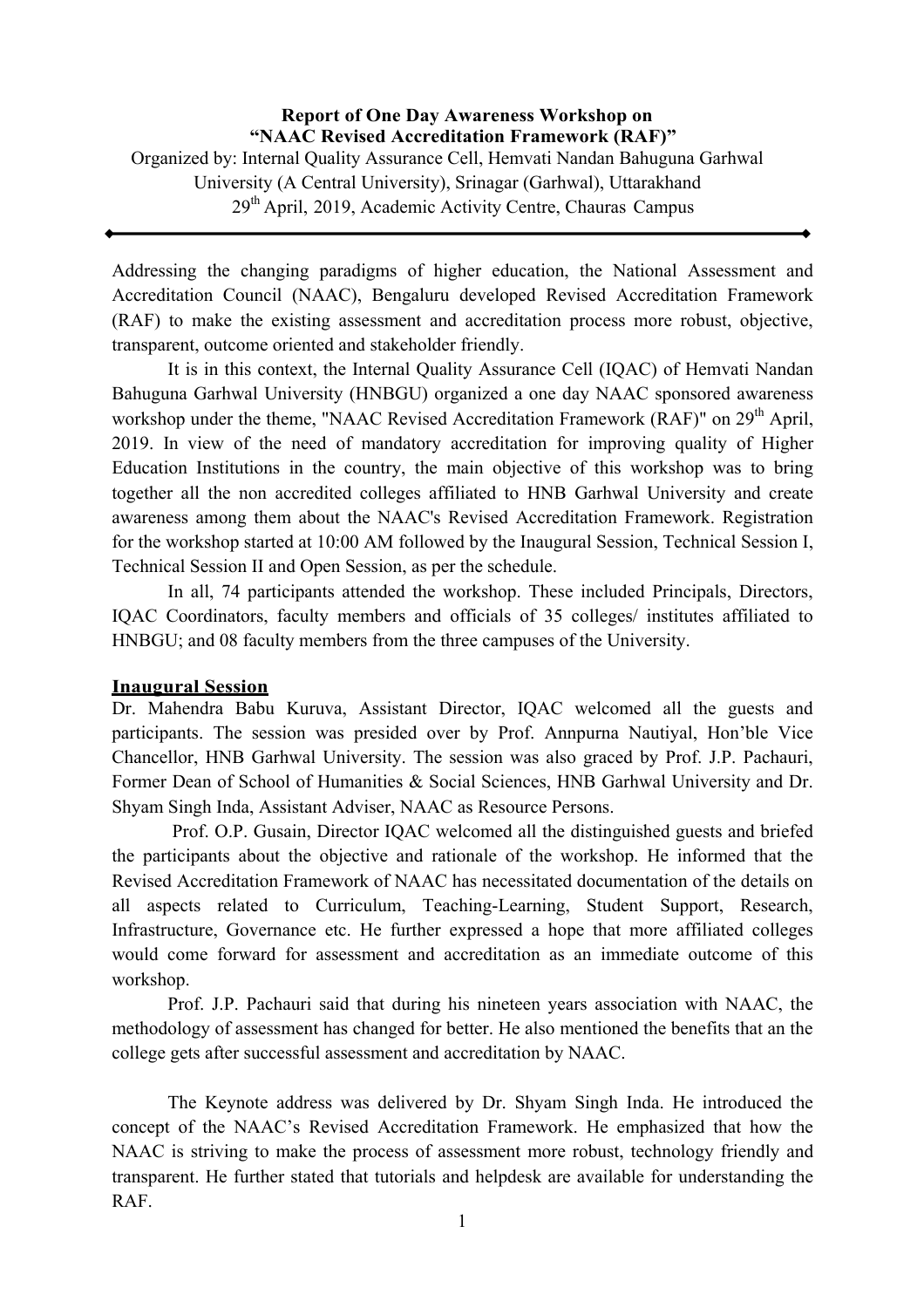**Report of One Day Awareness Workshop on**
**"NAAC Revised Accreditation Framework (RAF)"**

Organized by: Internal Quality Assurance Cell, Hemvati Nandan Bahuguna Garhwal University (A Central University), Srinagar (Garhwal), Uttarakhand

29th April, 2019, Academic Activity Centre, Chauras Campus

---

Addressing the changing paradigms of higher education, the National Assessment and Accreditation Council (NAAC), Bengaluru developed Revised Accreditation Framework (RAF) to make the existing assessment and accreditation process more robust, objective, transparent, outcome oriented and stakeholder friendly.

It is in this context, the Internal Quality Assurance Cell (IQAC) of Hemvati Nandan Bahuguna Garhwal University (HNBGU) organized a one day NAAC sponsored awareness workshop under the theme, "NAAC Revised Accreditation Framework (RAF)" on 29th April, 2019. In view of the need of mandatory accreditation for improving quality of Higher Education Institutions in the country, the main objective of this workshop was to bring together all the non accredited colleges affiliated to HNB Garhwal University and create awareness among them about the NAAC's Revised Accreditation Framework. Registration for the workshop started at 10:00 AM followed by the Inaugural Session, Technical Session I, Technical Session II and Open Session, as per the schedule.

In all, 74 participants attended the workshop. These included Principals, Directors, IQAC Coordinators, faculty members and officials of 35 colleges/ institutes affiliated to HNBGU; and 08 faculty members from the three campuses of the University.

## Inaugural Session

Dr. Mahendra Babu Kuruva, Assistant Director, IQAC welcomed all the guests and participants. The session was presided over by Prof. Annpurna Nautiyal, Hon'ble Vice Chancellor, HNB Garhwal University. The session was also graced by Prof. J.P. Pachauri, Former Dean of School of Humanities & Social Sciences, HNB Garhwal University and Dr. Shyam Singh Inda, Assistant Adviser, NAAC as Resource Persons.

Prof. O.P. Gusain, Director IQAC welcomed all the distinguished guests and briefed the participants about the objective and rationale of the workshop. He informed that the Revised Accreditation Framework of NAAC has necessitated documentation of the details on all aspects related to Curriculum, Teaching-Learning, Student Support, Research, Infrastructure, Governance etc. He further expressed a hope that more affiliated colleges would come forward for assessment and accreditation as an immediate outcome of this workshop.

Prof. J.P. Pachauri said that during his nineteen years association with NAAC, the methodology of assessment has changed for better. He also mentioned the benefits that an the college gets after successful assessment and accreditation by NAAC.

The Keynote address was delivered by Dr. Shyam Singh Inda. He introduced the concept of the NAAC's Revised Accreditation Framework. He emphasized that how the NAAC is striving to make the process of assessment more robust, technology friendly and transparent. He further stated that tutorials and helpdesk are available for understanding the RAF.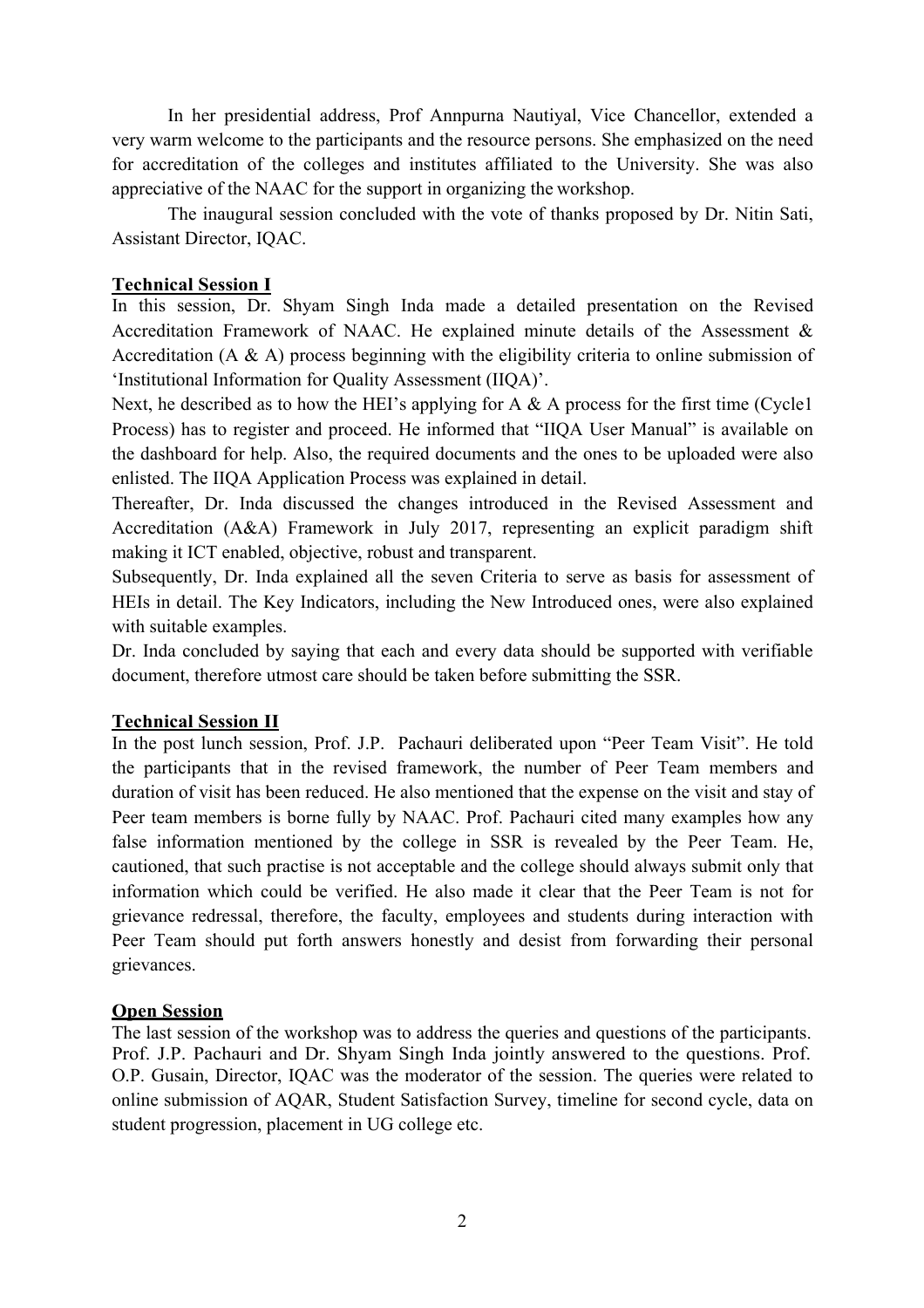In her presidential address, Prof Annpurna Nautiyal, Vice Chancellor, extended a very warm welcome to the participants and the resource persons. She emphasized on the need for accreditation of the colleges and institutes affiliated to the University. She was also appreciative of the NAAC for the support in organizing the workshop.

The inaugural session concluded with the vote of thanks proposed by Dr. Nitin Sati, Assistant Director, IQAC.

**Technical Session I**

In this session, Dr. Shyam Singh Inda made a detailed presentation on the Revised Accreditation Framework of NAAC. He explained minute details of the Assessment & Accreditation (A & A) process beginning with the eligibility criteria to online submission of 'Institutional Information for Quality Assessment (IIQA)'.

Next, he described as to how the HEI's applying for A & A process for the first time (Cycle1 Process) has to register and proceed. He informed that "IIQA User Manual" is available on the dashboard for help. Also, the required documents and the ones to be uploaded were also enlisted. The IIQA Application Process was explained in detail.

Thereafter, Dr. Inda discussed the changes introduced in the Revised Assessment and Accreditation (A&A) Framework in July 2017, representing an explicit paradigm shift making it ICT enabled, objective, robust and transparent.

Subsequently, Dr. Inda explained all the seven Criteria to serve as basis for assessment of HEIs in detail. The Key Indicators, including the New Introduced ones, were also explained with suitable examples.

Dr. Inda concluded by saying that each and every data should be supported with verifiable document, therefore utmost care should be taken before submitting the SSR.

**Technical Session II**

In the post lunch session, Prof. J.P. Pachauri deliberated upon "Peer Team Visit". He told the participants that in the revised framework, the number of Peer Team members and duration of visit has been reduced. He also mentioned that the expense on the visit and stay of Peer team members is borne fully by NAAC. Prof. Pachauri cited many examples how any false information mentioned by the college in SSR is revealed by the Peer Team. He, cautioned, that such practise is not acceptable and the college should always submit only that information which could be verified. He also made it clear that the Peer Team is not for grievance redressal, therefore, the faculty, employees and students during interaction with Peer Team should put forth answers honestly and desist from forwarding their personal grievances.

**Open Session**

The last session of the workshop was to address the queries and questions of the participants. Prof. J.P. Pachauri and Dr. Shyam Singh Inda jointly answered to the questions. Prof. O.P. Gusain, Director, IQAC was the moderator of the session. The queries were related to online submission of AQAR, Student Satisfaction Survey, timeline for second cycle, data on student progression, placement in UG college etc.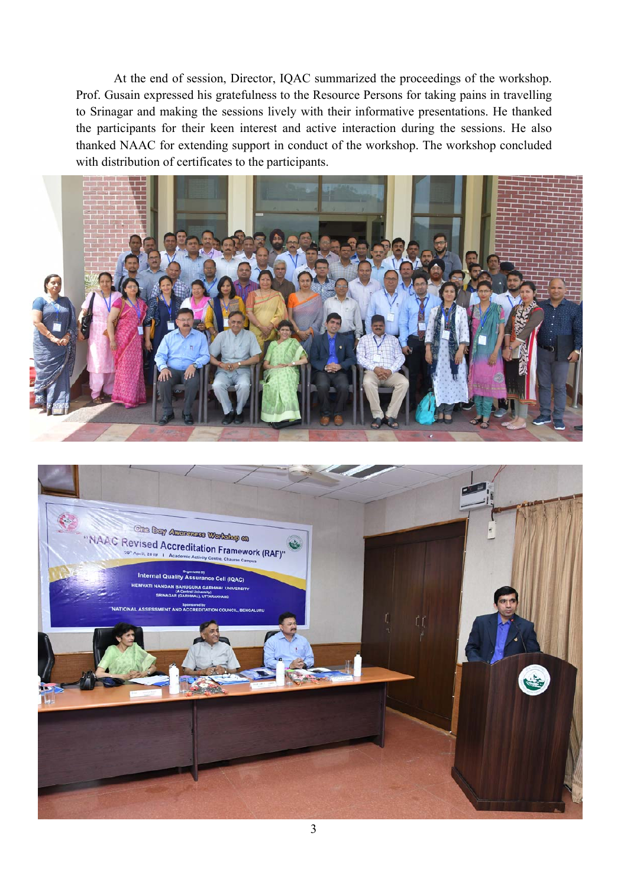At the end of session, Director, IQAC summarized the proceedings of the workshop. Prof. Gusain expressed his gratefulness to the Resource Persons for taking pains in travelling to Srinagar and making the sessions lively with their informative presentations. He thanked the participants for their keen interest and active interaction during the sessions. He also thanked NAAC for extending support in conduct of the workshop. The workshop concluded with distribution of certificates to the participants.